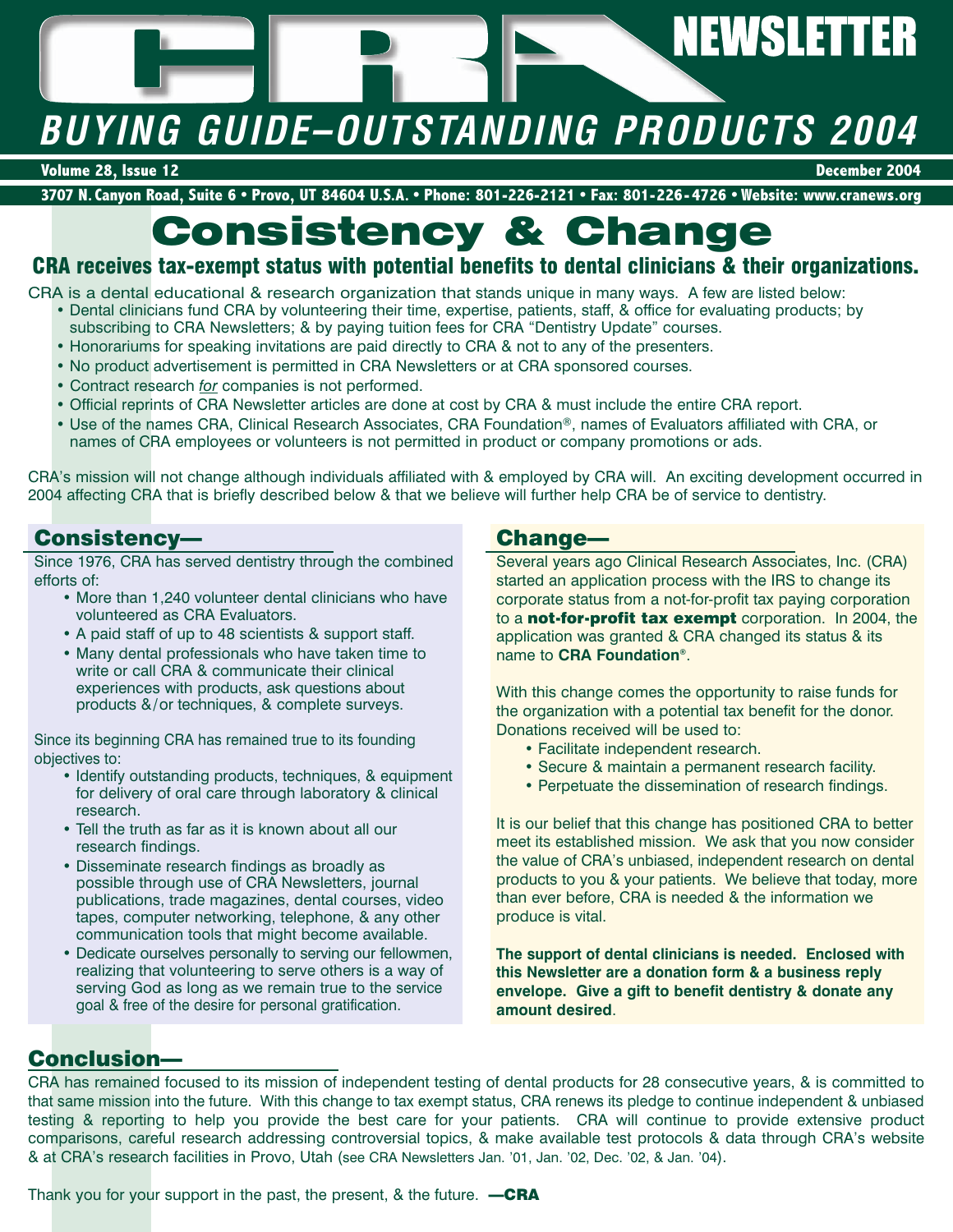# CRA NEWSLETTER

## BUYING GUIDE–OUTSTANDING PRODUCTS 2004

**Volume 28, Issue 12** — **December 2004**

**3707 N. Canyon Road, Suite 6 • Provo, UT 84604 U.S.A. • Phone: 801-226-2121 • Fax: 801-226-4726 • Website: www.cranews.org**

# Consistency & Change

### CRA receives tax-exempt status with potential benefits to dental clinicians & their organizations.

CRA is a dental educational & research organization that stands unique in many ways. A few are listed below:

- Dental clinicians fund CRA by volunteering their time, expertise, patients, staff, & office for evaluating products; by subscribing to CRA Newsletters; & by paying tuition fees for CRA "Dentistry Update" courses.
- Honorariums for speaking invitations are paid directly to CRA & not to any of the presenters.
- No product advertisement is permitted in CRA Newsletters or at CRA sponsored courses.
- Contract research *for* companies is not performed.
- Official reprints of CRA Newsletter articles are done at cost by CRA & must include the entire CRA report.
- Use of the names CRA, Clinical Research Associates, CRA Foundation®, names of Evaluators affiliated with CRA, or names of CRA employees or volunteers is not permitted in product or company promotions or ads.

CRA's mission will not change although individuals affiliated with & employed by CRA will. An exciting development occurred in 2004 affecting CRA that is briefly described below & that we believe will further help CRA be of service to dentistry.

## Consistency—

Since 1976, CRA has served dentistry through the combined efforts of:

- More than 1,240 volunteer dental clinicians who have volunteered as CRA Evaluators.
- A paid staff of up to 48 scientists & support staff.
- Many dental professionals who have taken time to write or call CRA & communicate their clinical experiences with products, ask questions about products &/or techniques, & complete surveys.

Since its beginning CRA has remained true to its founding objectives to:

- Identify outstanding products, techniques, & equipment for delivery of oral care through laboratory & clinical research.
- Tell the truth as far as it is known about all our research findings.
- Disseminate research findings as broadly as possible through use of CRA Newsletters, journal publications, trade magazines, dental courses, video tapes, computer networking, telephone, & any other communication tools that might become available.
- Dedicate ourselves personally to serving our fellowmen, realizing that volunteering to serve others is a way of serving God as long as we remain true to the service goal & free of the desire for personal gratification.

## Change—

Several years ago Clinical Research Associates, Inc. (CRA) started an application process with the IRS to change its corporate status from a not-for-profit tax paying corporation to a **not-for-profit tax exempt** corporation. In 2004, the application was granted & CRA changed its status & its name to **CRA Foundation®**.

With this change comes the opportunity to raise funds for the organization with a potential tax benefit for the donor. Donations received will be used to:

- Facilitate independent research.
- Secure & maintain a permanent research facility.
- Perpetuate the dissemination of research findings.

It is our belief that this change has positioned CRA to better meet its established mission. We ask that you now consider the value of CRA's unbiased, independent research on dental products to you & your patients. We believe that today, more than ever before, CRA is needed & the information we produce is vital.

**The support of dental clinicians is needed. Enclosed with this Newsletter are a donation form & a business reply envelope. Give a gift to benefit dentistry & donate any amount desired**.

## Conclusion—

CRA has remained focused to its mission of independent testing of dental products for 28 consecutive years, & is committed to that same mission into the future. With this change to tax exempt status, CRA renews its pledge to continue independent & unbiased testing & reporting to help you provide the best care for your patients. CRA will continue to provide extensive product comparisons, careful research addressing controversial topics, & make available test protocols & data through CRA's website & at CRA's research facilities in Provo, Utah (see CRA Newsletters Jan. '01, Jan. '02, Dec. '02, & Jan. '04).

Thank you for your support in the past, the present, & the future. **—CRA**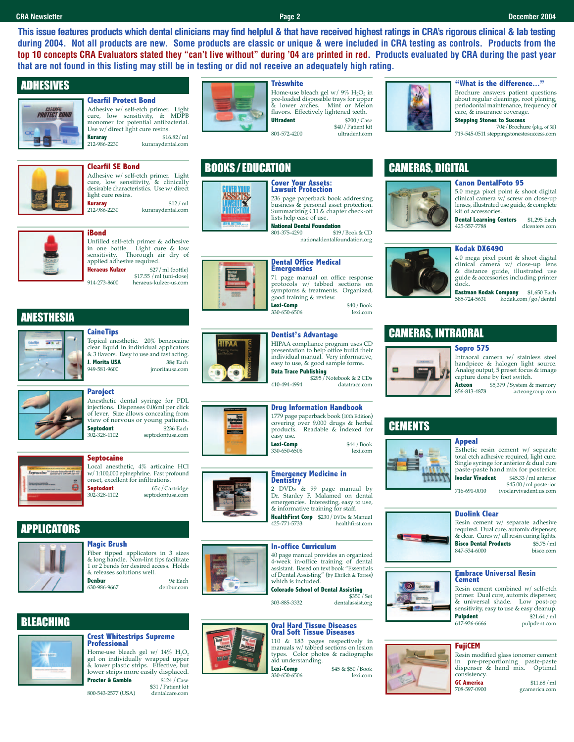**This issue features products which dental clinicians may find helpful & that have received highest ratings in CRA's rigorous clinical & lab testing during 2004. Not all products are new. Some products are classic or unique & were included in CRA testing as controls. Products from the top 10 concepts CRA Evaluators stated they "can't live without" during '04 are printed in red. Products evaluated by CRA during the past year that are not found in this listing may still be in testing or did not receive an adequately high rating.**

## ADHESIVES

### Clearfil Protect Bond

Adhesive w/ self-etch primer. Light cure, low sensitivity, & MDPB monomer for potential antibacterial. Use w/ direct light cure resins.

**Kuraray** $16.82 / ml
212-986-2230 kuraraydental.com

### Clearfil SE Bond

Adhesive w/ self-etch primer. Light cure, low sensitivity, & clinically desirable characteristics. Use w/ direct light cure resins.

**Kuraray** $12 / ml
212-986-2230 kuraraydental.com

### iBond

Unfilled self-etch primer & adhesive in one bottle. Light cure & low sensitivity. Thorough air dry of applied adhesive required.

**Heraeus Kulzer** $27 / ml (bottle)
$17.55 / ml (uni-dose)
914-273-8600 heraeus-kulzer-us.com

## ANESTHESIA

### CaineTips

Topical anesthetic. 20% benzocaine clear liquid in individual applicators & 3 flavors. Easy to use and fast acting.

**J. Morita USA** 38¢ Each
949-581-9600 jmoritausa.com

### Paroject

Anesthetic dental syringe for PDL injections. Dispenses 0.06ml per click of lever. Size allows concealing from view of nervous or young patients.

**Septodont** $236 Each
302-328-1102 septodontusa.com

### Septocaine

Local anesthetic, 4% articaine HCl w/ 1:100,000 epinephrine. Fast profound onset, excellent for infiltrations.

**Septodont** 65¢ / Cartridge
302-328-1102 septodontusa.com

## APPLICATORS

### Magic Brush

Fiber tipped applicators in 3 sizes & long handle. Non-lint tips facilitate 1 or 2 bends for desired access. Holds & releases solutions well.

**Denbur** 9¢ Each
630-986-9667 denbur.com

## BLEACHING

### Crest Whitestrips Supreme Professional

Home-use bleach gel w/ 14% $H_2O_2$ gel on individually wrapped upper & lower plastic strips. Effective, but lower strips more easily displaced.

**Procter & Gamble** $124 / Case
$31 / Patient kit
800-543-2577 (USA) dentalcare.com

### Trèswhite

Home-use bleach gel w/ 9% $H_2O_2$ in pre-loaded disposable trays for upper & lower arches. Mint or Melon flavors. Effectively lightened teeth.

**Ultradent** $200 / Case
$40 / Patient kit
801-572-4200 ultradent.com

## BOOKS / EDUCATION

### Cover Your Assets: Lawsuit Protection

236 page paperback book addressing business & personal asset protection. Summarizing CD & chapter check-off lists help ease of use.

**National Dental Foundation**
801-375-4290 $19 / Book & CD
nationaldentalfoundation.org

### Dental Office Medical Emergencies

71 page manual on office response protocols w/ tabbed sections on symptoms & treatments. Organized, good training & review.

**Lexi-Comp** $40 / Book
330-650-6506 lexi.com

### Dentist's Advantage

HIPAA compliance program uses CD presentation to help office build their individual manual. Very informative, easy to use, & good sample forms.

**Data Trace Publishing**
$295 / Notebook & 2 CDs
410-494-4994 datatrace.com

### Drug Information Handbook

1779 page paperback book (10th Edition) covering over 9,000 drugs & herbal products. Readable & indexed for easy use.

**Lexi-Comp** $44 / Book
330-650-6506 lexi.com

### Emergency Medicine in Dentistry

2 DVDs & 99 page manual by Dr. Stanley F. Malamed on dental emergencies. Interesting, easy to use, & informative training for staff.

**HealthFirst Corp** $230 / DVDs & Manual
425-771-5733 healthfirst.com

### In-office Curriculum

40 page manual provides an organized 4-week in-office training of dental assistant. Based on text book "Essentials of Dental Assisting" (by Ehrlich & Torres) which is included.

**Colorado School of Dental Assisting**
$350 / Set
303-885-3332 dentalassist.org

### Oral Hard Tissue Diseases / Oral Soft Tissue Diseases

110 & 183 pages respectively in manuals w/ tabbed sections on lesion types. Color photos & radiographs aid understanding.

**Lexi-Comp** $45 & $50 / Book
330-650-6506 lexi.com

### "What is the difference..."

Brochure answers patient questions about regular cleanings, root planing, periodontal maintenance, frequency of care, & insurance coverage.

**Stepping Stones to Success**
70¢ / Brochure (pkg. of 50)
719-545-0511 steppingstonestosuccess.com

## CAMERAS, DIGITAL

### Canon DentalFoto 95

5.0 mega pixel point & shoot digital clinical camera w/ screw on close-up lenses, illustrated use guide, & complete kit of accessories.

**Dental Learning Centers** $1,295 Each
425-557-7788 dlcenters.com

### Kodak DX6490

4.0 mega pixel point & shoot digital clinical camera w/ close-up lens & distance guide, illustrated use guide & accessories including printer dock.

**Eastman Kodak Company** $1,650 Each
585-724-5631 kodak.com / go / dental

## CAMERAS, INTRAORAL

### Sopro 575

Intraoral camera w/ stainless steel handpiece & halogen light source. Analog output, 5 preset focus & image capture done by foot switch.

**Acteon** $5,379 / System & memory
856-813-4878 acteongroup.com

## CEMENTS

### Appeal

Esthetic resin cement w/ separate total etch adhesive required, light cure. Single syringe for anterior & dual cure paste-paste hand mix for posterior.

**Ivoclar Vivadent** $45.33 / ml anterior
$45.00 / ml posterior
716-691-0010 ivoclarvivadent.us.com

### Duolink Clear

Resin cement w/ separate adhesive required. Dual cure, automix dispenser, & clear. Cures w/ all resin curing lights.

**Bisco Dental Products** $5.75 / ml
847-534-6000 bisco.com

### Embrace Universal Resin Cement

Resin cement combined w/ self-etch primer. Dual cure, automix dispenser, & universal shade. Low post-op sensitivity, easy to use & easy cleanup.

**Pulpdent** $21.64 / ml
617-926-6666 pulpdent.com

### FujiCEM

Resin modified glass ionomer cement in pre-proportioning paste-paste dispenser & hand mix. Optimal consistency.

**GC America** $11.68 / ml
708-597-0900 gcamerica.com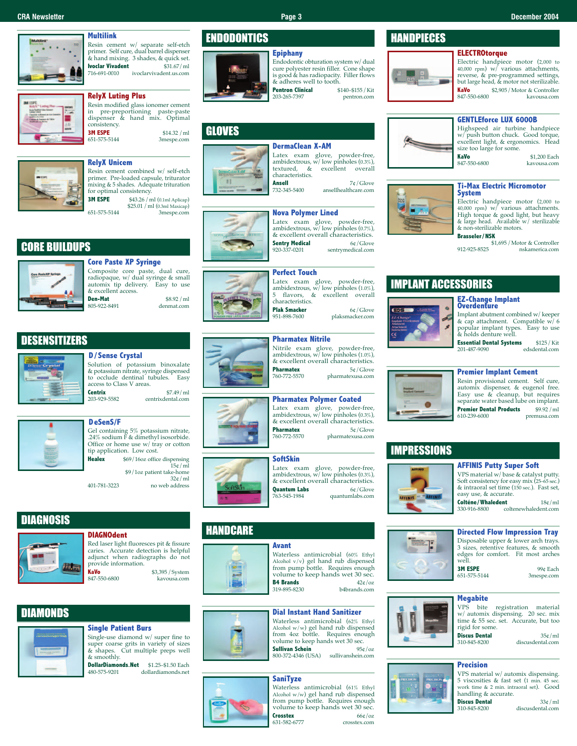### Multilink

Resin cement w/ separate self-etch primer. Self cure, dual barrel dispenser & hand mixing. 3 shades, & quick set.

**Ivoclar Vivadent** $31.67 / ml
716-691-0010 ivoclarvivadent.us.com

### RelyX Luting Plus

Resin modified glass ionomer cement in pre-proportioning paste-paste dispenser & hand mix. Optimal consistency.

**3M ESPE** $14.32 / ml
651-575-5144 3mespe.com

### RelyX Unicem

Resin cement combined w/ self-etch primer. Pre-loaded capsule, triturator mixing & 5 shades. Adequate trituration for optimal consistency.

**3M ESPE** $43.26 / ml (0.1ml Aplicap)
$25.01 / ml (0.3ml Maxicap)
651-575-5144 3mespe.com

## CORE BUILDUPS

### Core Paste XP Syringe

Composite core paste, dual cure, radiopaque, w/ dual syringe & small automix tip delivery. Easy to use & excellent access.

**Den-Mat** $8.92 / ml
805-922-8491 denmat.com

## DESENSITIZERS

### D/Sense Crystal

Solution of potassium binoxalate & potassium nitrate, syringe dispensed to occlude dentinal tubules. Easy access to Class V areas.

**Centrix** $7.49 / ml
203-929-5582 centrixdental.com

### DeSenS/F

Gel containing 5% potassium nitrate, .24% sodium F & dimethyl isosorbide. Office or home use w/ tray or cotton tip application. Low cost.

**Healex** $69 / 16oz office dispensing
15¢ / ml
$9 / 1oz patient take-home
32¢ / ml
401-781-3223 no web address

## DIAGNOSIS

### DIAGNOdent

Red laser light fluoresces pit & fissure caries. Accurate detection is helpful adjunct when radiographs do not provide information.

**KaVo** $3,395 / System
847-550-6800 kavousa.com

## DIAMONDS

### Single Patient Burs

Single-use diamond w/ super fine to super coarse grits in variety of sizes & shapes. Cut multiple preps well & smoothly.

**DollarDiamonds.Net** $1.25–$1.50 Each
480-575-9201 dollardiamonds.net

## ENDODONTICS

### Epiphany

Endodontic obturation system w/ dual cure polyester resin filler. Cone shape is good & has radiopacity. Filler flows & adheres well to tooth.

**Pentron Clinical** $140–$155 / Kit
203-265-7397 pentron.com

## GLOVES

### DermaClean X-AM

Latex exam glove, powder-free, ambidextrous, w/ low pinholes (0.3%), textured, & excellent overall characteristics.

**Ansell** 7¢ / Glove
732-345-5400 ansellhealthcare.com

### Nova Polymer Lined

Latex exam glove, powder-free, ambidextrous, w/ low pinholes (0.7%), & excellent overall characteristics.

**Sentry Medical** 6¢ / Glove
920-337-0201 sentrymedical.com

### Perfect Touch

Latex exam glove, powder-free, ambidextrous, w/ low pinholes (1.0%), 5 flavors, & excellent overall characteristics.

**Plak Smacker** 6¢ / Glove
951-898-7600 plaksmacker.com

### Pharmatex Nitrile

Nitrile exam glove, powder-free, ambidextrous, w/ low pinholes (1.0%), & excellent overall characteristics.

**Pharmatex** 5¢ / Glove
760-772-5570 pharmatexusa.com

### Pharmatex Polymer Coated

Latex exam glove, powder-free, ambidextrous, w/ low pinholes (0.3%), & excellent overall characteristics.

**Pharmatex** 5¢ / Glove
760-772-5570 pharmatexusa.com

### SoftSkin

Latex exam glove, powder-free, ambidextrous, w/ low pinholes (0.3%), & excellent overall characteristics.

**Quantum Labs** 6¢ / Glove
763-545-1984 quantumlabs.com

## HANDCARE

### Avant

Waterless antimicrobial (60% Ethyl Alcohol v/v) gel hand rub dispensed from pump bottle. Requires enough volume to keep hands wet 30 sec.

**B4 Brands** 42¢ / oz
319-895-8230 b4brands.com

### Dial Instant Hand Sanitizer

Waterless antimicrobial (62% Ethyl Alcohol w/w) gel hand rub dispensed from 4oz bottle. Requires enough volume to keep hands wet 30 sec.

**Sullivan Schein** 95¢ / oz
800-372-4346 (USA) sullivanshein.com

### SaniTyze

Waterless antimicrobial (61% Ethyl Alcohol w/w) gel hand rub dispensed from pump bottle. Requires enough volume to keep hands wet 30 sec.

**Crosstex** 66¢ / oz
631-582-6777 crosstex.com

## HANDPIECES

### ELECTROtorque

Electric handpiece motor (2,000 to 40,000 rpm) w/ various attachments, reverse, & pre-programmed settings, but large head, & motor not sterilizable.

**KaVo** $2,905 / Motor & Controller
847-550-6800 kavousa.com

### GENTLEforce LUX 6000B

Highspeed air turbine handpiece w/ push button chuck. Good torque, excellent light, & ergonomics. Head size too large for some.

**KaVo** $1,200 Each
847-550-6800 kavousa.com

### Ti-Max Electric Micromotor System

Electric handpiece motor (2,000 to 40,000 rpm) w/ various attachments. High torque & good light, but heavy & large head. Available w/ sterilizable & non-sterilizable motors.

**Brasseler / NSK**
$1,695 / Motor & Controller
912-925-8525 nskamerica.com

## IMPLANT ACCESSORIES

### EZ-Change Implant Overdenture

Implant abutment combined w/ keeper & cap attachment. Compatible w/ 6 popular implant types. Easy to use & holds denture well.

**Essential Dental Systems** $125 / Kit
201-487-9090 edsdental.com

### Premier Implant Cement

Resin provisional cement. Self cure, automix dispenser, & eugenol free. Easy use & cleanup, but requires separate water based lube on implant.

**Premier Dental Products** $9.92 / ml
610-239-6000 premusa.com

## IMPRESSIONS

### AFFINIS Putty Super Soft

VPS material w/ base & catalyst putty. Soft consistency for easy mix (25–65 sec.) & intraoral set time (150 sec.). Fast set, easy use, & accurate.

**Coltène / Whaledent** 18¢ / ml
330-916-8800 coltenewhaledent.com

### Directed Flow Impression Tray

Disposable upper & lower arch trays. 3 sizes, retentive features, & smooth edges for comfort. Fit most arches well.

**3M ESPE** 99¢ Each
651-575-5144 3mespe.com

### Megabite

VPS bite registration material w/ automix dispensing. 20 sec. mix time & 55 sec. set. Accurate, but too rigid for some.

**Discus Dental** 35¢ / ml
310-845-8200 discusdental.com

### Precision

VPS material w/ automix dispensing. 5 viscosities & fast set (1 min. 45 sec. work time & 2 min. intraoral set). Good handling & accurate.

**Discus Dental** 33¢ / ml
310-845-8200 discusdental.com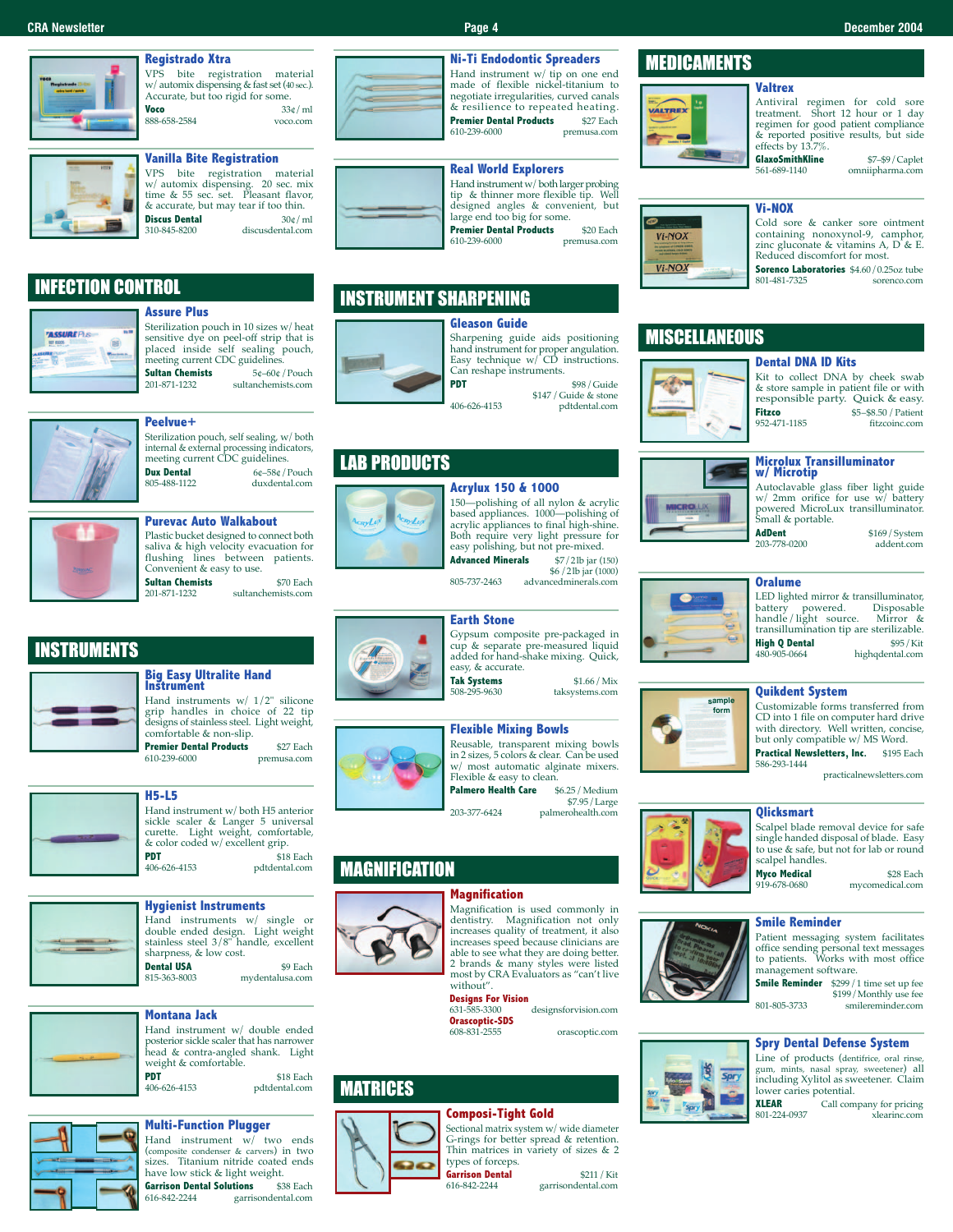### Registrado Xtra

VPS bite registration material w/ automix dispensing & fast set (40 sec.). Accurate, but too rigid for some.

**Voco** 33¢ / ml
888-658-2584 voco.com

### Vanilla Bite Registration

VPS bite registration material w/ automix dispensing. 20 sec. mix time & 55 sec. set. Pleasant flavor, & accurate, but may tear if too thin.

**Discus Dental** 30¢ / ml
310-845-8200 discusdental.com

## INFECTION CONTROL

### Assure Plus

Sterilization pouch in 10 sizes w/ heat sensitive dye on peel-off strip that is placed inside self sealing pouch, meeting current CDC guidelines.

**Sultan Chemists** 5¢–60¢ / Pouch
201-871-1232 sultanchemists.com

### Peelvue+

Sterilization pouch, self sealing, w/ both internal & external processing indicators, meeting current CDC guidelines.

**Dux Dental** 6¢–58¢ / Pouch
805-488-1122 duxdental.com

### Purevac Auto Walkabout

Plastic bucket designed to connect both saliva & high velocity evacuation for flushing lines between patients. Convenient & easy to use.

**Sultan Chemists** $70 Each
201-871-1232 sultanchemists.com

## INSTRUMENTS

### Big Easy Ultralite Hand Instrument

Hand instruments w/ 1/2" silicone grip handles in choice of 22 tip designs of stainless steel. Light weight, comfortable & non-slip.

**Premier Dental Products** $27 Each
610-239-6000 premusa.com

### H5-L5

Hand instrument w/ both H5 anterior sickle scaler & Langer 5 universal curette. Light weight, comfortable, & color coded w/ excellent grip.

**PDT** $18 Each
406-626-4153 pdtdental.com

### Hygienist Instruments

Hand instruments w/ single or double ended design. Light weight stainless steel 3/8" handle, excellent sharpness, & low cost.

**Dental USA** $9 Each
815-363-8003 mydentalusa.com

### Montana Jack

Hand instrument w/ double ended posterior sickle scaler that has narrower head & contra-angled shank. Light weight & comfortable.

**PDT** $18 Each
406-626-4153 pdtdental.com

### Multi-Function Plugger

Hand instrument w/ two ends (composite condenser & carvers) in two sizes. Titanium nitride coated ends have low stick & light weight.

**Garrison Dental Solutions** $38 Each
616-842-2244 garrisondental.com

### Ni-Ti Endodontic Spreaders

Hand instrument w/ tip on one end made of flexible nickel-titanium to negotiate irregularities, curved canals & resilience to repeated heating.

**Premier Dental Products** $27 Each
610-239-6000 premusa.com

### Real World Explorers

Hand instrument w/ both larger probing tip & thinner more flexible tip. Well designed angles & convenient, but large end too big for some.

**Premier Dental Products** $20 Each
610-239-6000 premusa.com

## INSTRUMENT SHARPENING

### Gleason Guide

Sharpening guide aids positioning hand instrument for proper angulation. Easy technique w/ CD instructions. Can reshape instruments.

**PDT** $98 / Guide
$147 / Guide & stone
406-626-4153 pdtdental.com

## LAB PRODUCTS

### Acrylux 150 & 1000

150—polishing of all nylon & acrylic based appliances. 1000—polishing of acrylic appliances to final high-shine. Both require very light pressure for easy polishing, but not pre-mixed.

**Advanced Minerals** $7 / 2lb jar (150)
$6 / 2lb jar (1000)
805-737-2463 advancedminerals.com

### Earth Stone

Gypsum composite pre-packaged in cup & separate pre-measured liquid added for hand-shake mixing. Quick, easy, & accurate.

**Tak Systems** $1.66 / Mix
508-295-9630 taksystems.com

### Flexible Mixing Bowls

Reusable, transparent mixing bowls in 2 sizes, 5 colors & clear. Can be used w/ most automatic alginate mixers. Flexible & easy to clean.

**Palmero Health Care** $6.25 / Medium
$7.95 / Large
203-377-6424 palmerohealth.com

## MAGNIFICATION

### Magnification

Magnification is used commonly in dentistry. Magnification not only increases quality of treatment, it also increases speed because clinicians are able to see what they are doing better. 2 brands & many styles were listed most by CRA Evaluators as "can't live without".

**Designs For Vision**
631-585-3300 designsforvision.com
**Orascoptic-SDS**
608-831-2555 orascoptic.com

## MATRICES

### Composi-Tight Gold

Sectional matrix system w/ wide diameter G-rings for better spread & retention. Thin matrices in variety of sizes & 2 types of forceps.

**Garrison Dental** $211 / Kit
616-842-2244 garrisondental.com

## MEDICAMENTS

### Valtrex

Antiviral regimen for cold sore treatment. Short 12 hour or 1 day regimen for good patient compliance & reported positive results, but side effects by 13.7%.

**GlaxoSmithKline** $7–$9 / Caplet
561-689-1140 omniipharma.com

### Vi-NOX

Cold sore & canker sore ointment containing nonoxynol-9, camphor, zinc gluconate & vitamins A, D & E. Reduced discomfort for most.

**Sorenco Laboratories** $4.60 / 0.25oz tube
801-481-7325 sorenco.com

## MISCELLANEOUS

### Dental DNA ID Kits

Kit to collect DNA by cheek swab & store sample in patient file or with responsible party. Quick & easy.

**Fitzco** $5–$8.50 / Patient
952-471-1185 fitzcoinc.com

### Microlux Transilluminator w/ Microtip

Autoclavable glass fiber light guide w/ 2mm orifice for use w/ battery powered MicroLux transilluminator. Small & portable.

**AdDent** $169 / System
203-778-0200 addent.com

### Oralume

LED lighted mirror & transilluminator, battery powered. Disposable handle / light source. Mirror & transillumination tip are sterilizable.

**High Q Dental** $95 / Kit
480-905-0664 highqdental.com

### Quikdent System

Customizable forms transferred from CD into 1 file on computer hard drive with directory. Well written, concise, but only compatible w/ MS Word.

**Practical Newsletters, Inc.** $195 Each
586-293-1444 practicalnewsletters.com

### Qlicksmart

Scalpel blade removal device for safe single handed disposal of blade. Easy to use & safe, but not for lab or round scalpel handles.

**Myco Medical** $28 Each
919-678-0680 mycomedical.com

### Smile Reminder

Patient messaging system facilitates office sending personal text messages to patients. Works with most office management software.

**Smile Reminder** $299 / 1 time set up fee
$199 / Monthly use fee
801-805-3733 smilereminder.com

### Spry Dental Defense System

Line of products (dentifrice, oral rinse, gum, mints, nasal spray, sweetener) all including Xylitol as sweetener. Claim lower caries potential.

**XLEAR** Call company for pricing
801-224-0937 xlearinc.com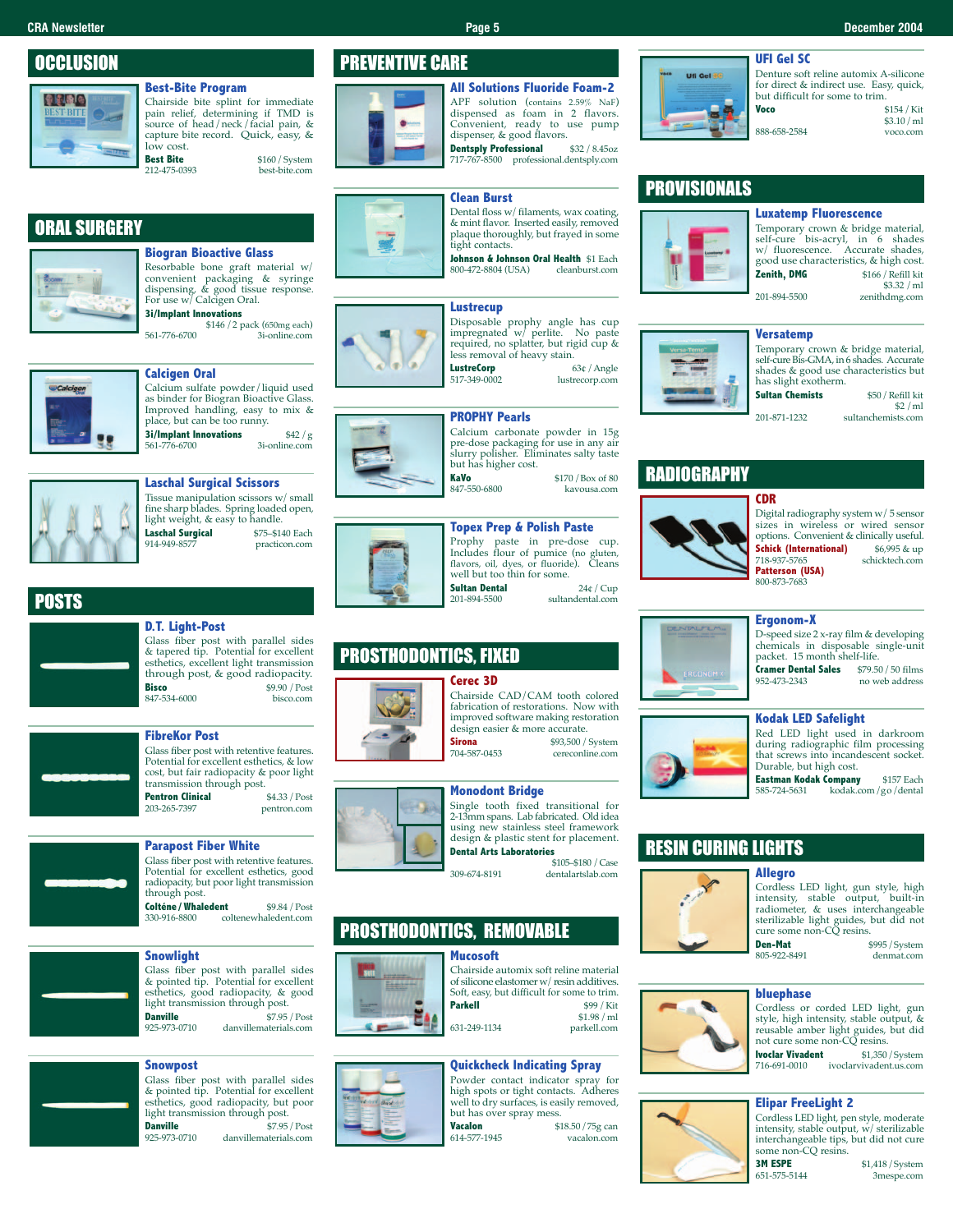## OCCLUSION

### Best-Bite Program

Chairside bite splint for immediate pain relief, determining if TMD is source of head / neck / facial pain, & capture bite record. Quick, easy, & low cost.

**Best Bite** $160 / System
212-475-0393 best-bite.com

## ORAL SURGERY

### Biogran Bioactive Glass

Resorbable bone graft material w/ convenient packaging & syringe dispensing, & good tissue response. For use w/ Calcigen Oral.

**3i/Implant Innovations** $146 / 2 pack (650mg each)
561-776-6700 3i-online.com

### Calcigen Oral

Calcium sulfate powder / liquid used as binder for Biogran Bioactive Glass. Improved handling, easy to mix & place, but can be too runny.

**3i/Implant Innovations** $42 / g
561-776-6700 3i-online.com

### Laschal Surgical Scissors

Tissue manipulation scissors w/ small fine sharp blades. Spring loaded open, light weight, & easy to handle.

**Laschal Surgical** $75–$140 Each
914-949-8577 practicon.com

## POSTS

### D.T. Light-Post

Glass fiber post with parallel sides & tapered tip. Potential for excellent esthetics, excellent light transmission through post, & good radiopacity.

**Bisco** $9.90 / Post
847-534-6000 bisco.com

### FibreKor Post

Glass fiber post with retentive features. Potential for excellent esthetics, & low cost, but fair radiopacity & poor light transmission through post.

**Pentron Clinical** $4.33 / Post
203-265-7397 pentron.com

### Parapost Fiber White

Glass fiber post with retentive features. Potential for excellent esthetics, good radiopacity, but poor light transmission through post.

**Coltène / Whaledent** $9.84 / Post
330-916-8800 coltenewhaledent.com

### Snowlight

Glass fiber post with parallel sides & pointed tip. Potential for excellent esthetics, good radiopacity, & good light transmission through post.

**Danville** $7.95 / Post
925-973-0710 danvillematerials.com

### Snowpost

Glass fiber post with parallel sides & pointed tip. Potential for excellent esthetics, good radiopacity, but poor light transmission through post.

**Danville** $7.95 / Post
925-973-0710 danvillematerials.com

## PREVENTIVE CARE

### All Solutions Fluoride Foam-2

APF solution (contains 2.59% NaF) dispensed as foam in 2 flavors. Convenient, ready to use pump dispenser, & good flavors.

**Dentsply Professional** $32 / 8.45oz
717-767-8500 professional.dentsply.com

### Clean Burst

Dental floss w/ filaments, wax coating, & mint flavor. Inserted easily, removed plaque thoroughly, but frayed in some tight contacts.

**Johnson & Johnson Oral Health** $1 Each
800-472-8804 (USA) cleanburst.com

### Lustrecup

Disposable prophy angle has cup impregnated w/ perlite. No paste required, no splatter, but rigid cup & less removal of heavy stain.

**LustreCorp** 63¢ / Angle
517-349-0002 lustrecorp.com

### PROPHY Pearls

Calcium carbonate powder in 15g pre-dose packaging for use in any air slurry polisher. Eliminates salty taste but has higher cost.

**KaVo** $170 / Box of 80
847-550-6800 kavousa.com

### Topex Prep & Polish Paste

Prophy paste in pre-dose cup. Includes flour of pumice (no gluten, flavors, oil, dyes, or fluoride). Cleans well but too thin for some.

**Sultan Dental** 24¢ / Cup
201-894-5500 sultandental.com

## PROSTHODONTICS, FIXED

### Cerec 3D

Chairside CAD/CAM tooth colored fabrication of restorations. Now with improved software making restoration design easier & more accurate.

**Sirona** $93,500 / System
704-587-0453 cereconline.com

### Monodont Bridge

Single tooth fixed transitional for 2-13mm spans. Lab fabricated. Old idea using new stainless steel framework design & plastic stent for placement.

**Dental Arts Laboratories** $105–$180 / Case
309-674-8191 dentalartslab.com

## PROSTHODONTICS, REMOVABLE

### Mucosoft

Chairside automix soft reline material of silicone elastomer w/ resin additives. Soft, easy, but difficult for some to trim.

**Parkell** $99 / Kit
$1.98 / ml
631-249-1134 parkell.com

### Quickcheck Indicating Spray

Powder contact indicator spray for high spots or tight contacts. Adheres well to dry surfaces, is easily removed, but has over spray mess.

**Vacalon** $18.50 / 75g can
614-577-1945 vacalon.com

### UFI Gel SC

Denture soft reline automix A-silicone for direct & indirect use. Easy, quick, but difficult for some to trim.

**Voco** $154 / Kit
$3.10 / ml
888-658-2584 voco.com

## PROVISIONALS

### Luxatemp Fluorescence

Temporary crown & bridge material, self-cure bis-acryl, in 6 shades w/ fluorescence. Accurate shades, good use characteristics, & high cost.

**Zenith, DMG** $166 / Refill kit
$3.32 / ml
201-894-5500 zenithdmg.com

### Versatemp

Temporary crown & bridge material, self-cure Bis-GMA, in 6 shades. Accurate shades & good use characteristics but has slight exotherm.

**Sultan Chemists** $50 / Refill kit
$2 / ml
201-871-1232 sultanchemists.com

## RADIOGRAPHY

### CDR

Digital radiography system w/ 5 sensor sizes in wireless or wired sensor options. Convenient & clinically useful.

**Schick (International)** $6,995 & up
718-937-5765 schicktech.com
**Patterson (USA)**
800-873-7683

### Ergonom-X

D-speed size 2 x-ray film & developing chemicals in disposable single-unit packet. 15 month shelf-life.

**Cramer Dental Sales** $79.50 / 50 films
952-473-2343 no web address

### Kodak LED Safelight

Red LED light used in darkroom during radiographic film processing that screws into incandescent socket. Durable, but high cost.

**Eastman Kodak Company** $157 Each
585-724-5631 kodak.com /go /dental

## RESIN CURING LIGHTS

### Allegro

Cordless LED light, gun style, high intensity, stable output, built-in radiometer, & uses interchangeable sterilizable light guides, but did not cure some non-CQ resins.

**Den-Mat** $995 / System
805-922-8491 denmat.com

### bluephase

Cordless or corded LED light, gun style, high intensity, stable output, & reusable amber light guides, but did not cure some non-CQ resins.

**Ivoclar Vivadent** $1,350 / System
716-691-0010 ivoclarvivadent.us.com

### Elipar FreeLight 2

Cordless LED light, pen style, moderate intensity, stable output, w/ sterilizable interchangeable tips, but did not cure some non-CQ resins.

**3M ESPE** $1,418 / System
651-575-5144 3mespe.com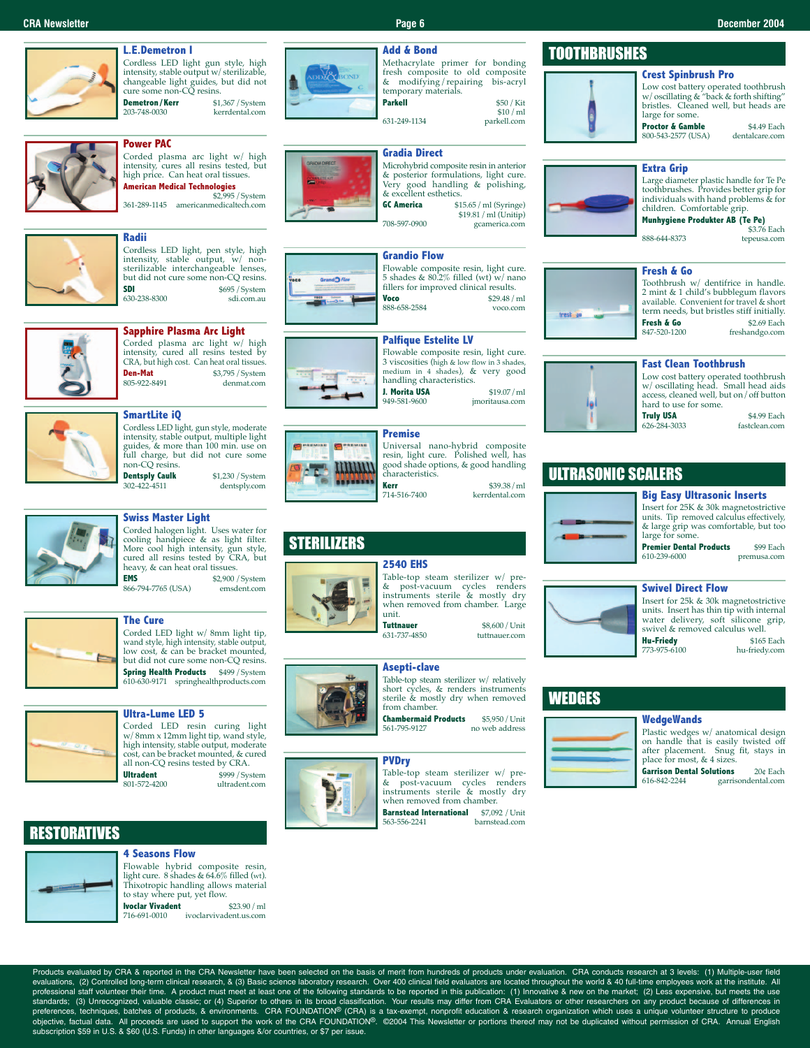### L.E.Demetron I

Cordless LED light gun style, high intensity, stable output w/ sterilizable, changeable light guides, but did not cure some non-CQ resins.

**Demetron / Kerr** $1,367 / System
203-748-0030 kerrdental.com

### Power PAC

Corded plasma arc light w/ high intensity, cures all resins tested, but high price. Can heat oral tissues.

**American Medical Technologies** $2,995 / System
361-289-1145 americanmedicaltech.com

### Radii

Cordless LED light, pen style, high intensity, stable output, w/ non-sterilizable interchangeable lenses, but did not cure some non-CQ resins.

**SDI** $695 / System
630-238-8300 sdi.com.au

### Sapphire Plasma Arc Light

Corded plasma arc light w/ high intensity, cured all resins tested by CRA, but high cost. Can heat oral tissues.

**Den-Mat** $3,795 / System
805-922-8491 denmat.com

### SmartLite iQ

Cordless LED light, gun style, moderate intensity, stable output, multiple light guides, & more than 100 min. use on full charge, but did not cure some non-CQ resins.

**Dentsply Caulk** $1,230 / System
302-422-4511 dentsply.com

### Swiss Master Light

Corded halogen light. Uses water for cooling handpiece & as light filter. More cool high intensity, gun style, cured all resins tested by CRA, but heavy, & can heat oral tissues.

**EMS** $2,900 / System
866-794-7765 (USA) emsdent.com

### The Cure

Corded LED light w/ 8mm light tip, wand style, high intensity, stable output, low cost, & can be bracket mounted, but did not cure some non-CQ resins.

**Spring Health Products** $499 / System
610-630-9171 springhealthproducts.com

### Ultra-Lume LED 5

Corded LED resin curing light w/ 8mm x 12mm light tip, wand style, high intensity, stable output, moderate cost, can be bracket mounted, & cured all non-CQ resins tested by CRA.

**Ultradent** $999 / System
801-572-4200 ultradent.com

## RESTORATIVES

### 4 Seasons Flow

Flowable hybrid composite resin, light cure. 8 shades & 64.6% filled (wt). Thixotropic handling allows material to stay where put, yet flow.

**Ivoclar Vivadent** $23.90 / ml
716-691-0010 ivoclarvivadent.us.com

### Add & Bond

Methacrylate primer for bonding fresh composite to old composite & modifying / repairing bis-acryl temporary materials.

**Parkell** $50 / Kit
$10 / ml
631-249-1134 parkell.com

### Gradia Direct

Microhybrid composite resin in anterior & posterior formulations, light cure. Very good handling & polishing, & excellent esthetics.

**GC America** $15.65 / ml (Syringe)
$19.81 / ml (Unitip)
708-597-0900 gcamerica.com

### Grandio Flow

Flowable composite resin, light cure. 5 shades & 80.2% filled (wt) w/ nano fillers for improved clinical results.

**Voco** $29.48 / ml
888-658-2584 voco.com

### Palfique Estelite LV

Flowable composite resin, light cure. 3 viscosities (high & low flow in 3 shades, medium in 4 shades), & very good handling characteristics.

**J. Morita USA** $19.07 / ml
949-581-9600 jmoritausa.com

### Premise

Universal nano-hybrid composite resin, light cure. Polished well, has good shade options, & good handling characteristics.

**Kerr** $39.38 / ml
714-516-7400 kerrdental.com

## STERILIZERS

### 2540 EHS

Table-top steam sterilizer w/ pre- & post-vacuum cycles renders instruments sterile & mostly dry when removed from chamber. Large unit.

**Tuttnauer** $8,600 / Unit
631-737-4850 tuttnauer.com

### Asepti-clave

Table-top steam sterilizer w/ relatively short cycles, & renders instruments sterile & mostly dry when removed from chamber.

**Chambermaid Products** $5,950 / Unit
561-795-9127 no web address

### PVDry

Table-top steam sterilizer w/ pre- & post-vacuum cycles renders instruments sterile & mostly dry when removed from chamber.

**Barnstead International** $7,092 / Unit
563-556-2241 barnstead.com

## TOOTHBRUSHES

### Crest Spinbrush Pro

Low cost battery operated toothbrush w/ oscillating & "back & forth shifting" bristles. Cleaned well, but heads are large for some.

**Proctor & Gamble** $4.49 Each
800-543-2577 (USA) dentalcare.com

### Extra Grip

Large diameter plastic handle for Te Pe toothbrushes. Provides better grip for individuals with hand problems & for children. Comfortable grip.

**Munhygiene Produkter AB (Te Pe)** $3.76 Each
888-644-8373 tepeusa.com

### Fresh & Go

Toothbrush w/ dentifrice in handle. 2 mint & 1 child's bubblegum flavors available. Convenient for travel & short term needs, but bristles stiff initially.

**Fresh & Go** $2.69 Each
847-520-1200 freshandgo.com

### Fast Clean Toothbrush

Low cost battery operated toothbrush w/ oscillating head. Small head aids access, cleaned well, but on / off button hard to use for some.

**Truly USA** $4.99 Each
626-284-3033 fastclean.com

## ULTRASONIC SCALERS

### Big Easy Ultrasonic Inserts

Insert for 25K & 30k magnetostrictive units. Tip removed calculus effectively, & large grip was comfortable, but too large for some.

**Premier Dental Products** $99 Each
610-239-6000 premusa.com

### Swivel Direct Flow

Insert for 25k & 30k magnetostrictive units. Insert has thin tip with internal water delivery, soft silicone grip, swivel & removed calculus well.

**Hu-Friedy** $165 Each
773-975-6100 hu-friedy.com

## WEDGES

### WedgeWands

Plastic wedges w/ anatomical design on handle that is easily twisted off after placement. Snug fit, stays in place for most, & 4 sizes.

**Garrison Dental Solutions** 20¢ Each
616-842-2244 garrisondental.com

---

Products evaluated by CRA & reported in the CRA Newsletter have been selected on the basis of merit from hundreds of products under evaluation. CRA conducts research at 3 levels: (1) Multiple-user field evaluations, (2) Controlled long-term clinical research, & (3) Basic science laboratory research. Over 400 clinical field evaluators are located throughout the world & 40 full-time employees work at the institute. All professional staff volunteer their time. A product must meet at least one of the following standards to be reported in this publication: (1) Innovative & new on the market; (2) Less expensive, but meets the use standards; (3) Unrecognized, valuable classic; or (4) Superior to others in its broad classification. Your results may differ from CRA Evaluators or other researchers on any product because of differences in preferences, techniques, batches of products, & environments. CRA FOUNDATION® (CRA) is a tax-exempt, nonprofit education & research organization which uses a unique volunteer structure to produce objective, factual data. All proceeds are used to support the work of the CRA FOUNDATION®. ©2004 This Newsletter or portions thereof may not be duplicated without permission of CRA. Annual English subscription $59 in U.S. & $60 (U.S. Funds) in other languages &/or countries, or $7 per issue.